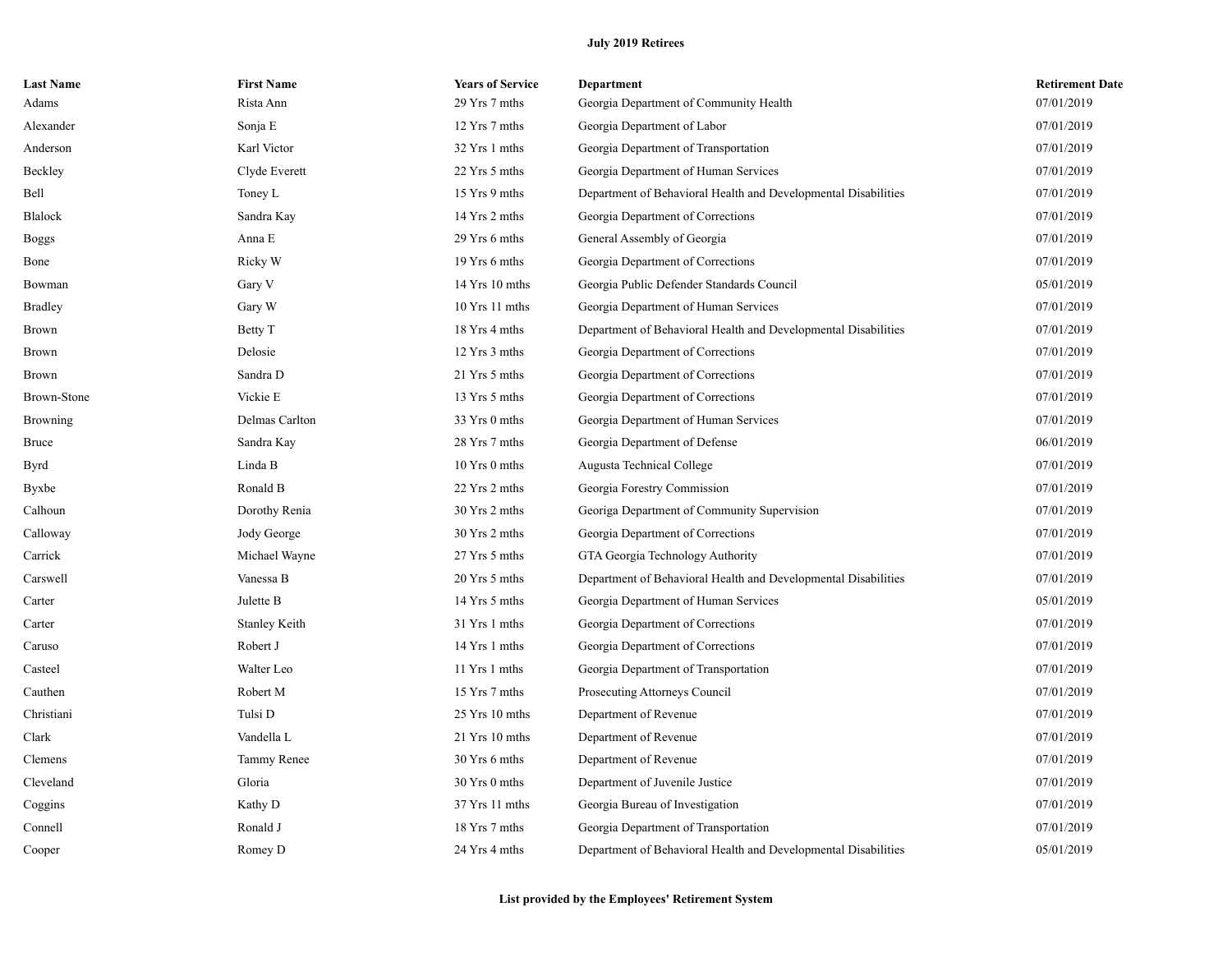**July 2019 Retirees**

| Last Name | First Name | Years of Service | Department | Retirement Date |
| --- | --- | --- | --- | --- |
| Adams | Rista Ann | 29 Yrs 7 mths | Georgia Department of Community Health | 07/01/2019 |
| Alexander | Sonja E | 12 Yrs 7 mths | Georgia Department of Labor | 07/01/2019 |
| Anderson | Karl Victor | 32 Yrs 1 mths | Georgia Department of Transportation | 07/01/2019 |
| Beckley | Clyde Everett | 22 Yrs 5 mths | Georgia Department of Human Services | 07/01/2019 |
| Bell | Toney L | 15 Yrs 9 mths | Department of Behavioral Health and Developmental Disabilities | 07/01/2019 |
| Blalock | Sandra Kay | 14 Yrs 2 mths | Georgia Department of Corrections | 07/01/2019 |
| Boggs | Anna E | 29 Yrs 6 mths | General Assembly of Georgia | 07/01/2019 |
| Bone | Ricky W | 19 Yrs 6 mths | Georgia Department of Corrections | 07/01/2019 |
| Bowman | Gary V | 14 Yrs 10 mths | Georgia Public Defender Standards Council | 05/01/2019 |
| Bradley | Gary W | 10 Yrs 11 mths | Georgia Department of Human Services | 07/01/2019 |
| Brown | Betty T | 18 Yrs 4 mths | Department of Behavioral Health and Developmental Disabilities | 07/01/2019 |
| Brown | Delosie | 12 Yrs 3 mths | Georgia Department of Corrections | 07/01/2019 |
| Brown | Sandra D | 21 Yrs 5 mths | Georgia Department of Corrections | 07/01/2019 |
| Brown-Stone | Vickie E | 13 Yrs 5 mths | Georgia Department of Corrections | 07/01/2019 |
| Browning | Delmas Carlton | 33 Yrs 0 mths | Georgia Department of Human Services | 07/01/2019 |
| Bruce | Sandra Kay | 28 Yrs 7 mths | Georgia Department of Defense | 06/01/2019 |
| Byrd | Linda B | 10 Yrs 0 mths | Augusta Technical College | 07/01/2019 |
| Byxbe | Ronald B | 22 Yrs 2 mths | Georgia Forestry Commission | 07/01/2019 |
| Calhoun | Dorothy Renia | 30 Yrs 2 mths | Georiga Department of Community Supervision | 07/01/2019 |
| Calloway | Jody George | 30 Yrs 2 mths | Georgia Department of Corrections | 07/01/2019 |
| Carrick | Michael Wayne | 27 Yrs 5 mths | GTA Georgia Technology Authority | 07/01/2019 |
| Carswell | Vanessa B | 20 Yrs 5 mths | Department of Behavioral Health and Developmental Disabilities | 07/01/2019 |
| Carter | Julette B | 14 Yrs 5 mths | Georgia Department of Human Services | 05/01/2019 |
| Carter | Stanley Keith | 31 Yrs 1 mths | Georgia Department of Corrections | 07/01/2019 |
| Caruso | Robert J | 14 Yrs 1 mths | Georgia Department of Corrections | 07/01/2019 |
| Casteel | Walter Leo | 11 Yrs 1 mths | Georgia Department of Transportation | 07/01/2019 |
| Cauthen | Robert M | 15 Yrs 7 mths | Prosecuting Attorneys Council | 07/01/2019 |
| Christiani | Tulsi D | 25 Yrs 10 mths | Department of Revenue | 07/01/2019 |
| Clark | Vandella L | 21 Yrs 10 mths | Department of Revenue | 07/01/2019 |
| Clemens | Tammy Renee | 30 Yrs 6 mths | Department of Revenue | 07/01/2019 |
| Cleveland | Gloria | 30 Yrs 0 mths | Department of Juvenile Justice | 07/01/2019 |
| Coggins | Kathy D | 37 Yrs 11 mths | Georgia Bureau of Investigation | 07/01/2019 |
| Connell | Ronald J | 18 Yrs 7 mths | Georgia Department of Transportation | 07/01/2019 |
| Cooper | Romey D | 24 Yrs 4 mths | Department of Behavioral Health and Developmental Disabilities | 05/01/2019 |

**List provided by the Employees' Retirement System**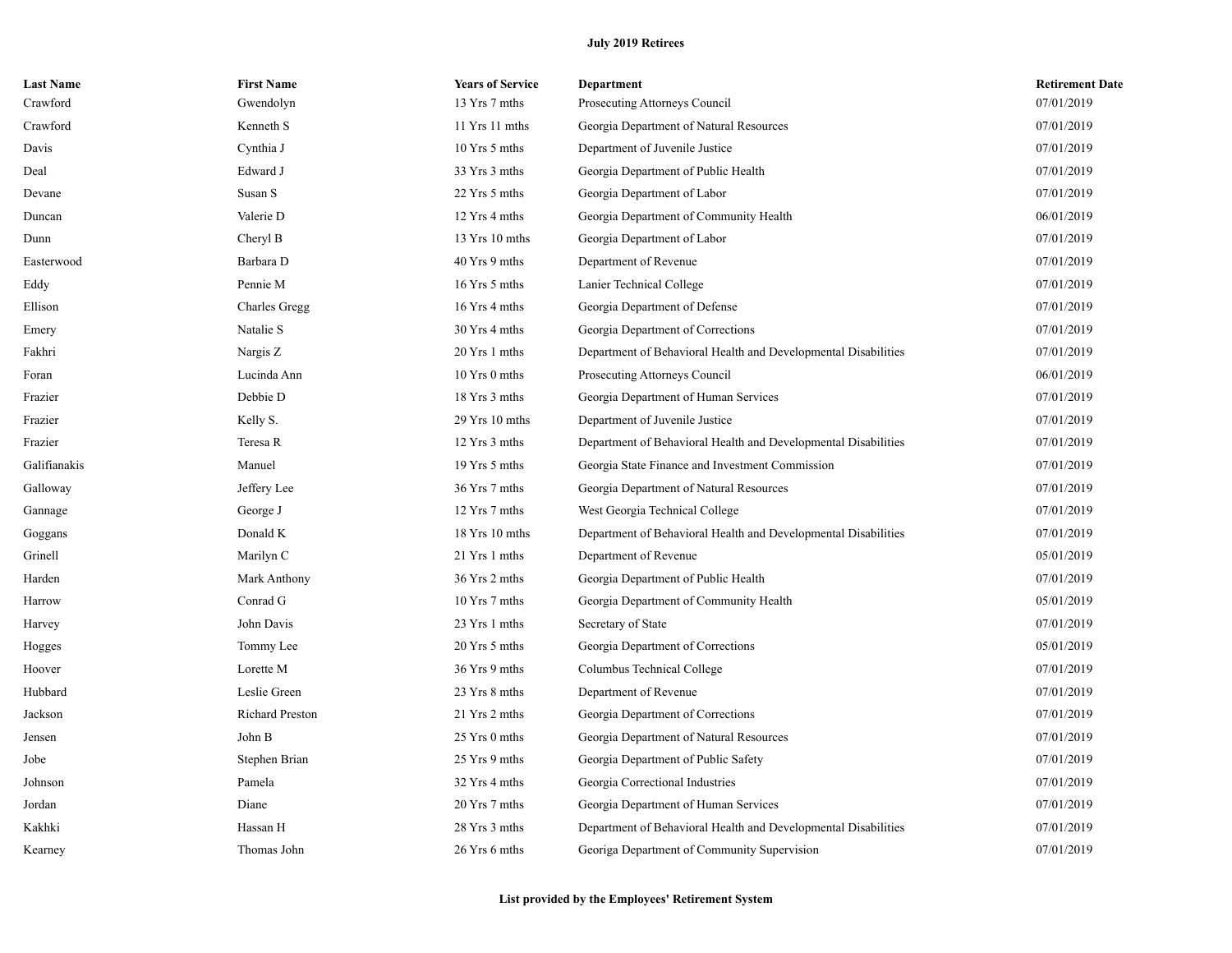**July 2019 Retirees**

| Last Name | First Name | Years of Service | Department | Retirement Date |
|---|---|---|---|---|
| Crawford | Gwendolyn | 13 Yrs 7 mths | Prosecuting Attorneys Council | 07/01/2019 |
| Crawford | Kenneth S | 11 Yrs 11 mths | Georgia Department of Natural Resources | 07/01/2019 |
| Davis | Cynthia J | 10 Yrs 5 mths | Department of Juvenile Justice | 07/01/2019 |
| Deal | Edward J | 33 Yrs 3 mths | Georgia Department of Public Health | 07/01/2019 |
| Devane | Susan S | 22 Yrs 5 mths | Georgia Department of Labor | 07/01/2019 |
| Duncan | Valerie D | 12 Yrs 4 mths | Georgia Department of Community Health | 06/01/2019 |
| Dunn | Cheryl B | 13 Yrs 10 mths | Georgia Department of Labor | 07/01/2019 |
| Easterwood | Barbara D | 40 Yrs 9 mths | Department of Revenue | 07/01/2019 |
| Eddy | Pennie M | 16 Yrs 5 mths | Lanier Technical College | 07/01/2019 |
| Ellison | Charles Gregg | 16 Yrs 4 mths | Georgia Department of Defense | 07/01/2019 |
| Emery | Natalie S | 30 Yrs 4 mths | Georgia Department of Corrections | 07/01/2019 |
| Fakhri | Nargis Z | 20 Yrs 1 mths | Department of Behavioral Health and Developmental Disabilities | 07/01/2019 |
| Foran | Lucinda Ann | 10 Yrs 0 mths | Prosecuting Attorneys Council | 06/01/2019 |
| Frazier | Debbie D | 18 Yrs 3 mths | Georgia Department of Human Services | 07/01/2019 |
| Frazier | Kelly S. | 29 Yrs 10 mths | Department of Juvenile Justice | 07/01/2019 |
| Frazier | Teresa R | 12 Yrs 3 mths | Department of Behavioral Health and Developmental Disabilities | 07/01/2019 |
| Galifianakis | Manuel | 19 Yrs 5 mths | Georgia State Finance and Investment Commission | 07/01/2019 |
| Galloway | Jeffery Lee | 36 Yrs 7 mths | Georgia Department of Natural Resources | 07/01/2019 |
| Gannage | George J | 12 Yrs 7 mths | West Georgia Technical College | 07/01/2019 |
| Goggans | Donald K | 18 Yrs 10 mths | Department of Behavioral Health and Developmental Disabilities | 07/01/2019 |
| Grinell | Marilyn C | 21 Yrs 1 mths | Department of Revenue | 05/01/2019 |
| Harden | Mark Anthony | 36 Yrs 2 mths | Georgia Department of Public Health | 07/01/2019 |
| Harrow | Conrad G | 10 Yrs 7 mths | Georgia Department of Community Health | 05/01/2019 |
| Harvey | John Davis | 23 Yrs 1 mths | Secretary of State | 07/01/2019 |
| Hogges | Tommy Lee | 20 Yrs 5 mths | Georgia Department of Corrections | 05/01/2019 |
| Hoover | Lorette M | 36 Yrs 9 mths | Columbus Technical College | 07/01/2019 |
| Hubbard | Leslie Green | 23 Yrs 8 mths | Department of Revenue | 07/01/2019 |
| Jackson | Richard Preston | 21 Yrs 2 mths | Georgia Department of Corrections | 07/01/2019 |
| Jensen | John B | 25 Yrs 0 mths | Georgia Department of Natural Resources | 07/01/2019 |
| Jobe | Stephen Brian | 25 Yrs 9 mths | Georgia Department of Public Safety | 07/01/2019 |
| Johnson | Pamela | 32 Yrs 4 mths | Georgia Correctional Industries | 07/01/2019 |
| Jordan | Diane | 20 Yrs 7 mths | Georgia Department of Human Services | 07/01/2019 |
| Kakhki | Hassan H | 28 Yrs 3 mths | Department of Behavioral Health and Developmental Disabilities | 07/01/2019 |
| Kearney | Thomas John | 26 Yrs 6 mths | Georiga Department of Community Supervision | 07/01/2019 |

**List provided by the Employees' Retirement System**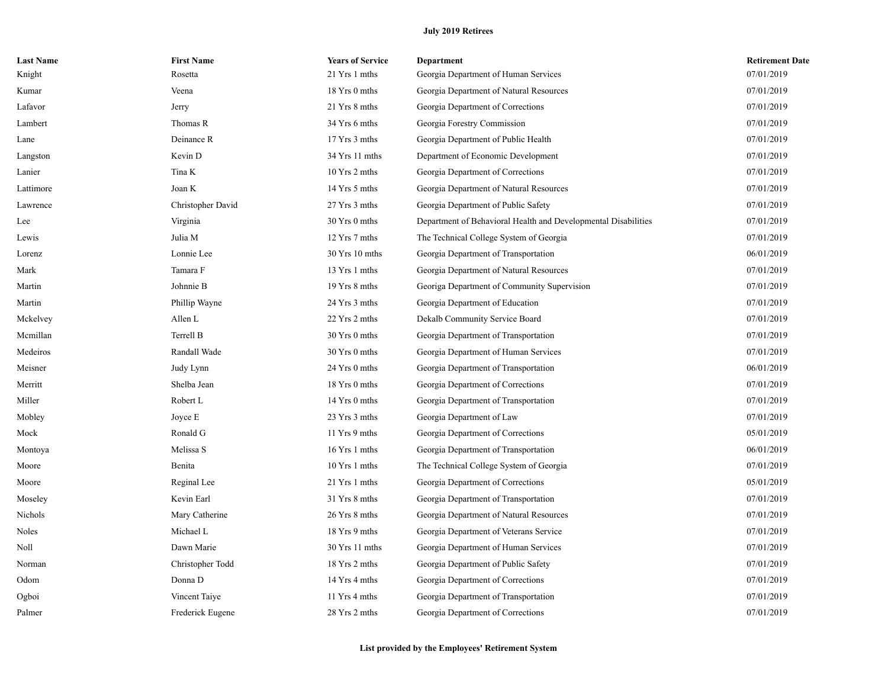**July 2019 Retirees**

| Last Name | First Name | Years of Service | Department | Retirement Date |
|---|---|---|---|---|
| Knight | Rosetta | 21 Yrs 1 mths | Georgia Department of Human Services | 07/01/2019 |
| Kumar | Veena | 18 Yrs 0 mths | Georgia Department of Natural Resources | 07/01/2019 |
| Lafavor | Jerry | 21 Yrs 8 mths | Georgia Department of Corrections | 07/01/2019 |
| Lambert | Thomas R | 34 Yrs 6 mths | Georgia Forestry Commission | 07/01/2019 |
| Lane | Deinance R | 17 Yrs 3 mths | Georgia Department of Public Health | 07/01/2019 |
| Langston | Kevin D | 34 Yrs 11 mths | Department of Economic Development | 07/01/2019 |
| Lanier | Tina K | 10 Yrs 2 mths | Georgia Department of Corrections | 07/01/2019 |
| Lattimore | Joan K | 14 Yrs 5 mths | Georgia Department of Natural Resources | 07/01/2019 |
| Lawrence | Christopher David | 27 Yrs 3 mths | Georgia Department of Public Safety | 07/01/2019 |
| Lee | Virginia | 30 Yrs 0 mths | Department of Behavioral Health and Developmental Disabilities | 07/01/2019 |
| Lewis | Julia M | 12 Yrs 7 mths | The Technical College System of Georgia | 07/01/2019 |
| Lorenz | Lonnie Lee | 30 Yrs 10 mths | Georgia Department of Transportation | 06/01/2019 |
| Mark | Tamara F | 13 Yrs 1 mths | Georgia Department of Natural Resources | 07/01/2019 |
| Martin | Johnnie B | 19 Yrs 8 mths | Georiga Department of Community Supervision | 07/01/2019 |
| Martin | Phillip Wayne | 24 Yrs 3 mths | Georgia Department of Education | 07/01/2019 |
| Mckelvey | Allen L | 22 Yrs 2 mths | Dekalb Community Service Board | 07/01/2019 |
| Mcmillan | Terrell B | 30 Yrs 0 mths | Georgia Department of Transportation | 07/01/2019 |
| Medeiros | Randall Wade | 30 Yrs 0 mths | Georgia Department of Human Services | 07/01/2019 |
| Meisner | Judy Lynn | 24 Yrs 0 mths | Georgia Department of Transportation | 06/01/2019 |
| Merritt | Shelba Jean | 18 Yrs 0 mths | Georgia Department of Corrections | 07/01/2019 |
| Miller | Robert L | 14 Yrs 0 mths | Georgia Department of Transportation | 07/01/2019 |
| Mobley | Joyce E | 23 Yrs 3 mths | Georgia Department of Law | 07/01/2019 |
| Mock | Ronald G | 11 Yrs 9 mths | Georgia Department of Corrections | 05/01/2019 |
| Montoya | Melissa S | 16 Yrs 1 mths | Georgia Department of Transportation | 06/01/2019 |
| Moore | Benita | 10 Yrs 1 mths | The Technical College System of Georgia | 07/01/2019 |
| Moore | Reginal Lee | 21 Yrs 1 mths | Georgia Department of Corrections | 05/01/2019 |
| Moseley | Kevin Earl | 31 Yrs 8 mths | Georgia Department of Transportation | 07/01/2019 |
| Nichols | Mary Catherine | 26 Yrs 8 mths | Georgia Department of Natural Resources | 07/01/2019 |
| Noles | Michael L | 18 Yrs 9 mths | Georgia Department of Veterans Service | 07/01/2019 |
| Noll | Dawn Marie | 30 Yrs 11 mths | Georgia Department of Human Services | 07/01/2019 |
| Norman | Christopher Todd | 18 Yrs 2 mths | Georgia Department of Public Safety | 07/01/2019 |
| Odom | Donna D | 14 Yrs 4 mths | Georgia Department of Corrections | 07/01/2019 |
| Ogboi | Vincent Taiye | 11 Yrs 4 mths | Georgia Department of Transportation | 07/01/2019 |
| Palmer | Frederick Eugene | 28 Yrs 2 mths | Georgia Department of Corrections | 07/01/2019 |

**List provided by the Employees' Retirement System**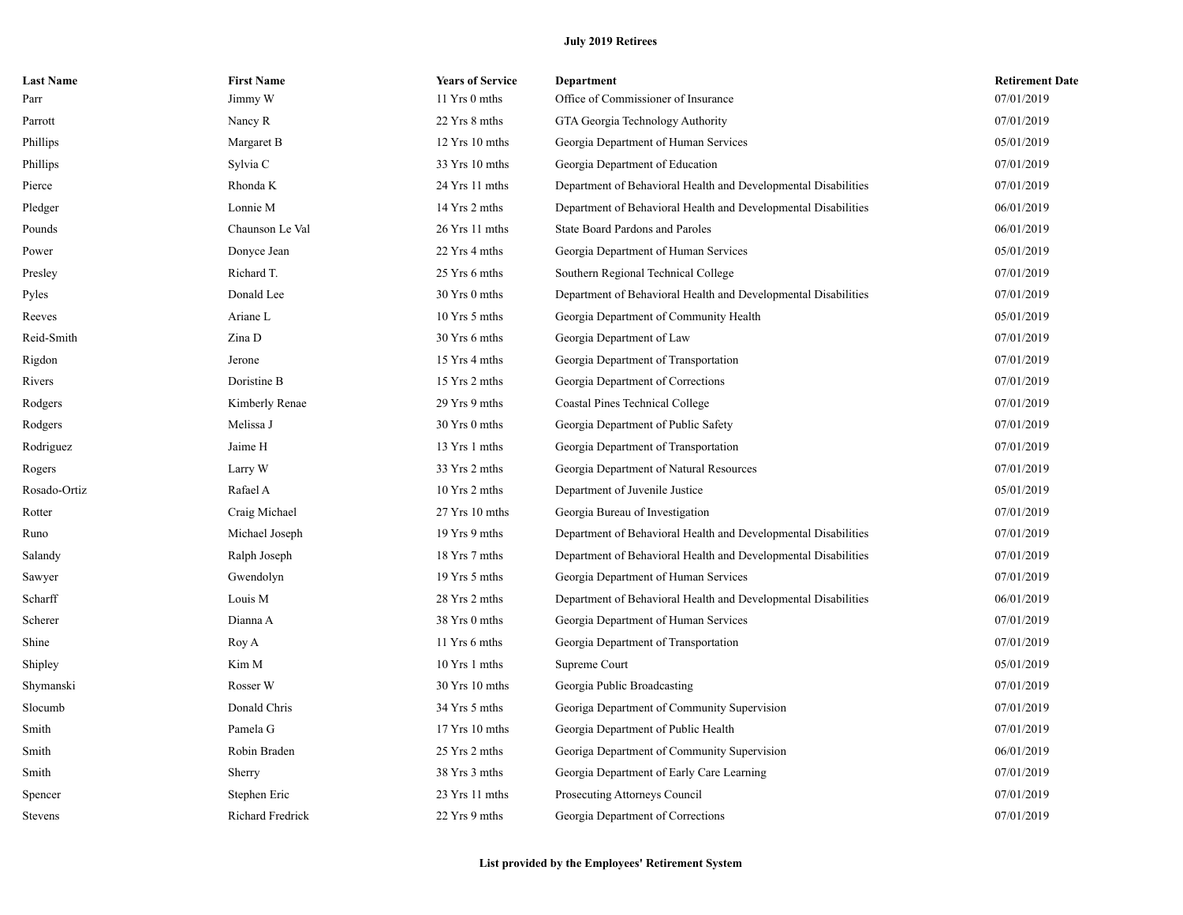**July 2019 Retirees**

| Last Name | First Name | Years of Service | Department | Retirement Date |
|---|---|---|---|---|
| Parr | Jimmy W | 11 Yrs 0 mths | Office of Commissioner of Insurance | 07/01/2019 |
| Parrott | Nancy R | 22 Yrs 8 mths | GTA Georgia Technology Authority | 07/01/2019 |
| Phillips | Margaret B | 12 Yrs 10 mths | Georgia Department of Human Services | 05/01/2019 |
| Phillips | Sylvia C | 33 Yrs 10 mths | Georgia Department of Education | 07/01/2019 |
| Pierce | Rhonda K | 24 Yrs 11 mths | Department of Behavioral Health and Developmental Disabilities | 07/01/2019 |
| Pledger | Lonnie M | 14 Yrs 2 mths | Department of Behavioral Health and Developmental Disabilities | 06/01/2019 |
| Pounds | Chaunson Le Val | 26 Yrs 11 mths | State Board Pardons and Paroles | 06/01/2019 |
| Power | Donyce Jean | 22 Yrs 4 mths | Georgia Department of Human Services | 05/01/2019 |
| Presley | Richard T. | 25 Yrs 6 mths | Southern Regional Technical College | 07/01/2019 |
| Pyles | Donald Lee | 30 Yrs 0 mths | Department of Behavioral Health and Developmental Disabilities | 07/01/2019 |
| Reeves | Ariane L | 10 Yrs 5 mths | Georgia Department of Community Health | 05/01/2019 |
| Reid-Smith | Zina D | 30 Yrs 6 mths | Georgia Department of Law | 07/01/2019 |
| Rigdon | Jerone | 15 Yrs 4 mths | Georgia Department of Transportation | 07/01/2019 |
| Rivers | Doristine B | 15 Yrs 2 mths | Georgia Department of Corrections | 07/01/2019 |
| Rodgers | Kimberly Renae | 29 Yrs 9 mths | Coastal Pines Technical College | 07/01/2019 |
| Rodgers | Melissa J | 30 Yrs 0 mths | Georgia Department of Public Safety | 07/01/2019 |
| Rodriguez | Jaime H | 13 Yrs 1 mths | Georgia Department of Transportation | 07/01/2019 |
| Rogers | Larry W | 33 Yrs 2 mths | Georgia Department of Natural Resources | 07/01/2019 |
| Rosado-Ortiz | Rafael A | 10 Yrs 2 mths | Department of Juvenile Justice | 05/01/2019 |
| Rotter | Craig Michael | 27 Yrs 10 mths | Georgia Bureau of Investigation | 07/01/2019 |
| Runo | Michael Joseph | 19 Yrs 9 mths | Department of Behavioral Health and Developmental Disabilities | 07/01/2019 |
| Salandy | Ralph Joseph | 18 Yrs 7 mths | Department of Behavioral Health and Developmental Disabilities | 07/01/2019 |
| Sawyer | Gwendolyn | 19 Yrs 5 mths | Georgia Department of Human Services | 07/01/2019 |
| Scharff | Louis M | 28 Yrs 2 mths | Department of Behavioral Health and Developmental Disabilities | 06/01/2019 |
| Scherer | Dianna A | 38 Yrs 0 mths | Georgia Department of Human Services | 07/01/2019 |
| Shine | Roy A | 11 Yrs 6 mths | Georgia Department of Transportation | 07/01/2019 |
| Shipley | Kim M | 10 Yrs 1 mths | Supreme Court | 05/01/2019 |
| Shymanski | Rosser W | 30 Yrs 10 mths | Georgia Public Broadcasting | 07/01/2019 |
| Slocumb | Donald Chris | 34 Yrs 5 mths | Georiga Department of Community Supervision | 07/01/2019 |
| Smith | Pamela G | 17 Yrs 10 mths | Georgia Department of Public Health | 07/01/2019 |
| Smith | Robin Braden | 25 Yrs 2 mths | Georiga Department of Community Supervision | 06/01/2019 |
| Smith | Sherry | 38 Yrs 3 mths | Georgia Department of Early Care Learning | 07/01/2019 |
| Spencer | Stephen Eric | 23 Yrs 11 mths | Prosecuting Attorneys Council | 07/01/2019 |
| Stevens | Richard Fredrick | 22 Yrs 9 mths | Georgia Department of Corrections | 07/01/2019 |

**List provided by the Employees' Retirement System**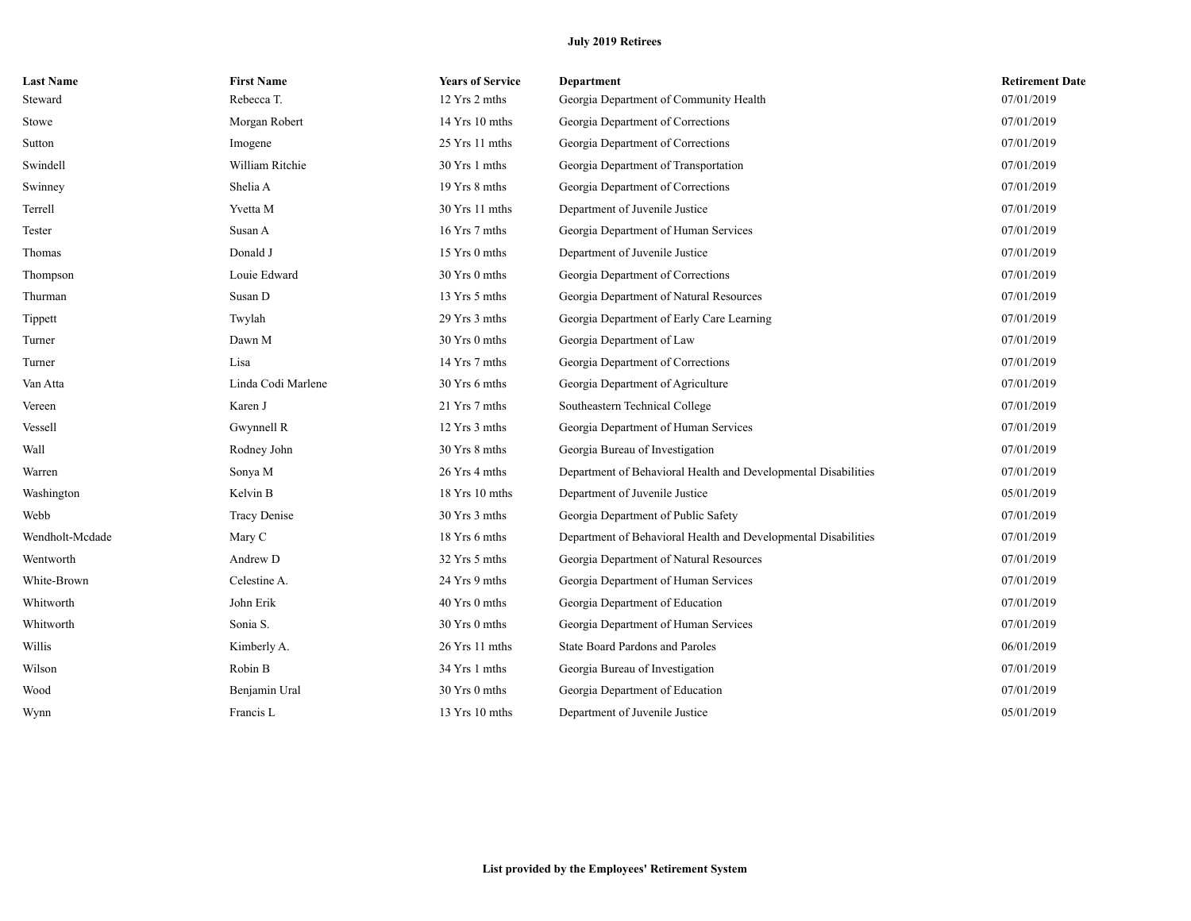**July 2019 Retirees**

| Last Name | First Name | Years of Service | Department | Retirement Date |
|---|---|---|---|---|
| Steward | Rebecca T. | 12 Yrs 2 mths | Georgia Department of Community Health | 07/01/2019 |
| Stowe | Morgan Robert | 14 Yrs 10 mths | Georgia Department of Corrections | 07/01/2019 |
| Sutton | Imogene | 25 Yrs 11 mths | Georgia Department of Corrections | 07/01/2019 |
| Swindell | William Ritchie | 30 Yrs 1 mths | Georgia Department of Transportation | 07/01/2019 |
| Swinney | Shelia A | 19 Yrs 8 mths | Georgia Department of Corrections | 07/01/2019 |
| Terrell | Yvetta M | 30 Yrs 11 mths | Department of Juvenile Justice | 07/01/2019 |
| Tester | Susan A | 16 Yrs 7 mths | Georgia Department of Human Services | 07/01/2019 |
| Thomas | Donald J | 15 Yrs 0 mths | Department of Juvenile Justice | 07/01/2019 |
| Thompson | Louie Edward | 30 Yrs 0 mths | Georgia Department of Corrections | 07/01/2019 |
| Thurman | Susan D | 13 Yrs 5 mths | Georgia Department of Natural Resources | 07/01/2019 |
| Tippett | Twylah | 29 Yrs 3 mths | Georgia Department of Early Care Learning | 07/01/2019 |
| Turner | Dawn M | 30 Yrs 0 mths | Georgia Department of Law | 07/01/2019 |
| Turner | Lisa | 14 Yrs 7 mths | Georgia Department of Corrections | 07/01/2019 |
| Van Atta | Linda Codi Marlene | 30 Yrs 6 mths | Georgia Department of Agriculture | 07/01/2019 |
| Vereen | Karen J | 21 Yrs 7 mths | Southeastern Technical College | 07/01/2019 |
| Vessell | Gwynnell R | 12 Yrs 3 mths | Georgia Department of Human Services | 07/01/2019 |
| Wall | Rodney John | 30 Yrs 8 mths | Georgia Bureau of Investigation | 07/01/2019 |
| Warren | Sonya M | 26 Yrs 4 mths | Department of Behavioral Health and Developmental Disabilities | 07/01/2019 |
| Washington | Kelvin B | 18 Yrs 10 mths | Department of Juvenile Justice | 05/01/2019 |
| Webb | Tracy Denise | 30 Yrs 3 mths | Georgia Department of Public Safety | 07/01/2019 |
| Wendholt-Mcdade | Mary C | 18 Yrs 6 mths | Department of Behavioral Health and Developmental Disabilities | 07/01/2019 |
| Wentworth | Andrew D | 32 Yrs 5 mths | Georgia Department of Natural Resources | 07/01/2019 |
| White-Brown | Celestine A. | 24 Yrs 9 mths | Georgia Department of Human Services | 07/01/2019 |
| Whitworth | John Erik | 40 Yrs 0 mths | Georgia Department of Education | 07/01/2019 |
| Whitworth | Sonia S. | 30 Yrs 0 mths | Georgia Department of Human Services | 07/01/2019 |
| Willis | Kimberly A. | 26 Yrs 11 mths | State Board Pardons and Paroles | 06/01/2019 |
| Wilson | Robin B | 34 Yrs 1 mths | Georgia Bureau of Investigation | 07/01/2019 |
| Wood | Benjamin Ural | 30 Yrs 0 mths | Georgia Department of Education | 07/01/2019 |
| Wynn | Francis L | 13 Yrs 10 mths | Department of Juvenile Justice | 05/01/2019 |

**List provided by the Employees' Retirement System**